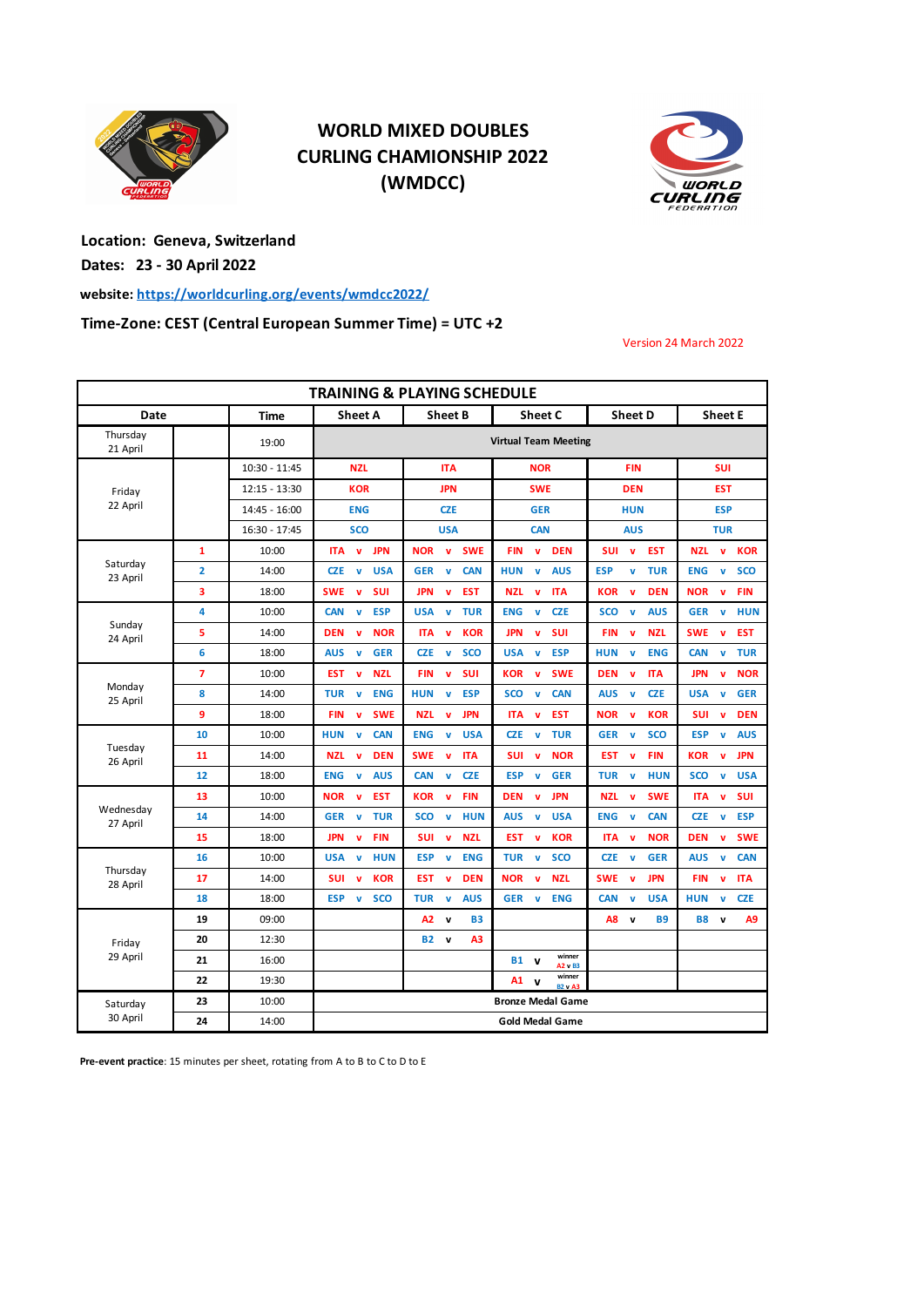# WORLD MIXED DOUBLES CURLING CHAMIONSHIP 2022 (WMDCC)

**Location: Geneva, Switzerland**

**Dates: 23 - 30 April 2022**

**website: https://worldcurling.org/events/wmdcc2022/**

**Time-Zone: CEST (Central European Summer Time) = UTC +2**

Version 24 March 2022

## TRAINING & PLAYING SCHEDULE

| Date | | Time | Sheet A | Sheet B | Sheet C | Sheet D | Sheet E |
|---|---|---|---|---|---|---|---|
| Thursday 21 April | | 19:00 | Virtual Team Meeting | | | | |
| Friday 22 April | | 10:30 - 11:45 | NZL | ITA | NOR | FIN | SUI |
| | | 12:15 - 13:30 | KOR | JPN | SWE | DEN | EST |
| | | 14:45 - 16:00 | ENG | CZE | GER | HUN | ESP |
| | | 16:30 - 17:45 | SCO | USA | CAN | AUS | TUR |
| Saturday 23 April | 1 | 10:00 | ITA v JPN | NOR v SWE | FIN v DEN | SUI v EST | NZL v KOR |
| | 2 | 14:00 | CZE v USA | GER v CAN | HUN v AUS | ESP v TUR | ENG v SCO |
| | 3 | 18:00 | SWE v SUI | JPN v EST | NZL v ITA | KOR v DEN | NOR v FIN |
| Sunday 24 April | 4 | 10:00 | CAN v ESP | USA v TUR | ENG v CZE | SCO v AUS | GER v HUN |
| | 5 | 14:00 | DEN v NOR | ITA v KOR | JPN v SUI | FIN v NZL | SWE v EST |
| | 6 | 18:00 | AUS v GER | CZE v SCO | USA v ESP | HUN v ENG | CAN v TUR |
| Monday 25 April | 7 | 10:00 | EST v NZL | FIN v SUI | KOR v SWE | DEN v ITA | JPN v NOR |
| | 8 | 14:00 | TUR v ENG | HUN v ESP | SCO v CAN | AUS v CZE | USA v GER |
| | 9 | 18:00 | FIN v SWE | NZL v JPN | ITA v EST | NOR v KOR | SUI v DEN |
| Tuesday 26 April | 10 | 10:00 | HUN v CAN | ENG v USA | CZE v TUR | GER v SCO | ESP v AUS |
| | 11 | 14:00 | NZL v DEN | SWE v ITA | SUI v NOR | EST v FIN | KOR v JPN |
| | 12 | 18:00 | ENG v AUS | CAN v CZE | ESP v GER | TUR v HUN | SCO v USA |
| Wednesday 27 April | 13 | 10:00 | NOR v EST | KOR v FIN | DEN v JPN | NZL v SWE | ITA v SUI |
| | 14 | 14:00 | GER v TUR | SCO v HUN | AUS v USA | ENG v CAN | CZE v ESP |
| | 15 | 18:00 | JPN v FIN | SUI v NZL | EST v KOR | ITA v NOR | DEN v SWE |
| Thursday 28 April | 16 | 10:00 | USA v HUN | ESP v ENG | TUR v SCO | CZE v GER | AUS v CAN |
| | 17 | 14:00 | SUI v KOR | EST v DEN | NOR v NZL | SWE v JPN | FIN v ITA |
| | 18 | 18:00 | ESP v SCO | TUR v AUS | GER v ENG | CAN v USA | HUN v CZE |
| Friday 29 April | 19 | 09:00 | | A2 v B3 | | A8 v B9 | B8 v A9 |
| | 20 | 12:30 | | B2 v A3 | | | |
| | 21 | 16:00 | | | B1 v winner A2 v B3 | | |
| | 22 | 19:30 | | | A1 v winner B2 v A3 | | |
| Saturday 30 April | 23 | 10:00 | Bronze Medal Game | | | | |
| | 24 | 14:00 | Gold Medal Game | | | | |

**Pre-event practice**: 15 minutes per sheet, rotating from A to B to C to D to E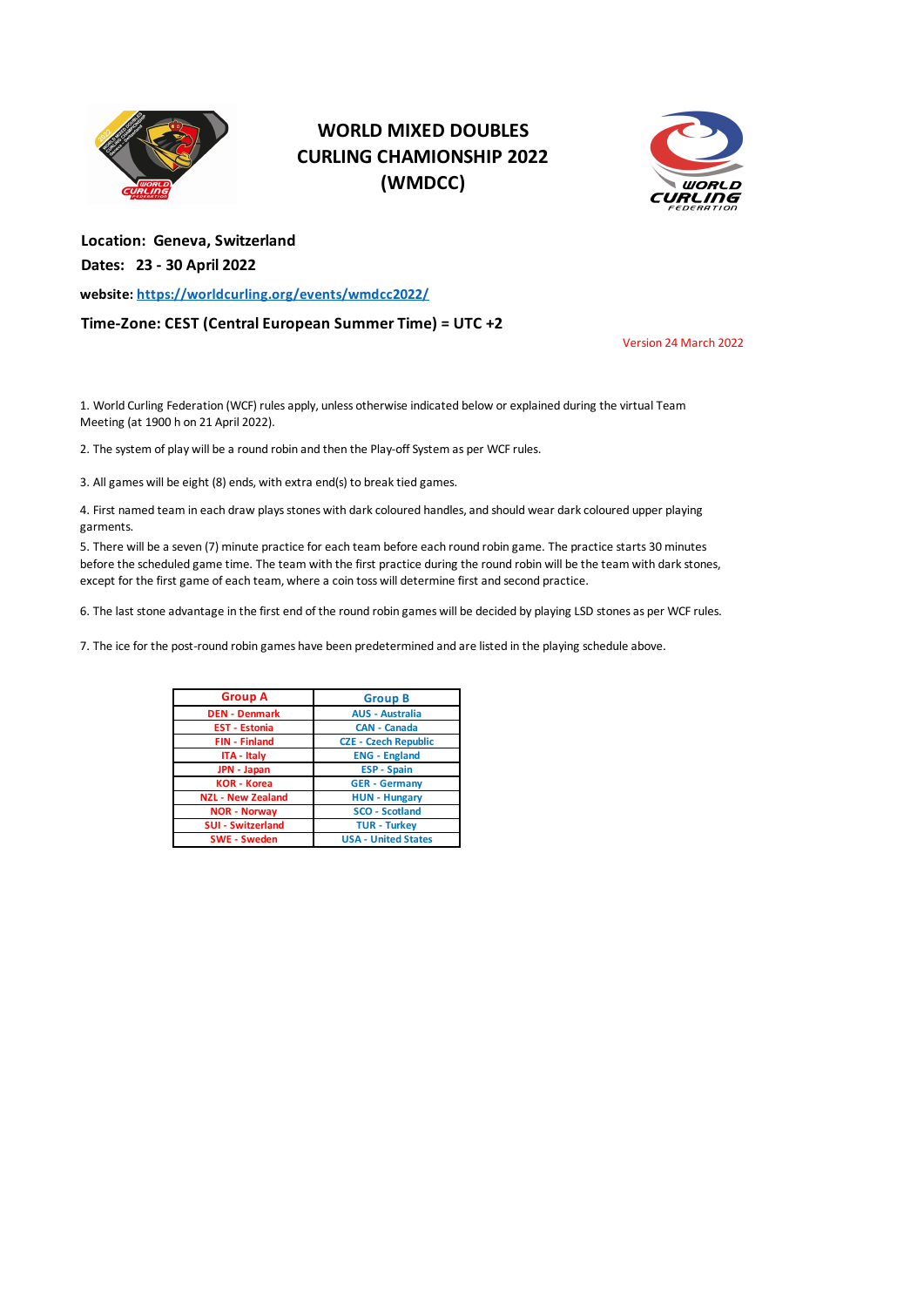# WORLD MIXED DOUBLES CURLING CHAMPIONSHIP 2022 (WMDCC)

**Location: Geneva, Switzerland**

**Dates: 23 - 30 April 2022**

**website: [https://worldcurling.org/events/wmdcc2022/](https://worldcurling.org/events/wmdcc2022/)**

**Time-Zone: CEST (Central European Summer Time) = UTC +2**

Version 24 March 2022

1. World Curling Federation (WCF) rules apply, unless otherwise indicated below or explained during the virtual Team Meeting (at 1900 h on 21 April 2022).

2. The system of play will be a round robin and then the Play-off System as per WCF rules.

3. All games will be eight (8) ends, with extra end(s) to break tied games.

4. First named team in each draw plays stones with dark coloured handles, and should wear dark coloured upper playing garments.

5. There will be a seven (7) minute practice for each team before each round robin game. The practice starts 30 minutes before the scheduled game time. The team with the first practice during the round robin will be the team with dark stones, except for the first game of each team, where a coin toss will determine first and second practice.

6. The last stone advantage in the first end of the round robin games will be decided by playing LSD stones as per WCF rules.

7. The ice for the post-round robin games have been predetermined and are listed in the playing schedule above.

| Group A | Group B |
|---|---|
| DEN - Denmark | AUS - Australia |
| EST - Estonia | CAN - Canada |
| FIN - Finland | CZE - Czech Republic |
| ITA - Italy | ENG - England |
| JPN - Japan | ESP - Spain |
| KOR - Korea | GER - Germany |
| NZL - New Zealand | HUN - Hungary |
| NOR - Norway | SCO - Scotland |
| SUI - Switzerland | TUR - Turkey |
| SWE - Sweden | USA - United States |